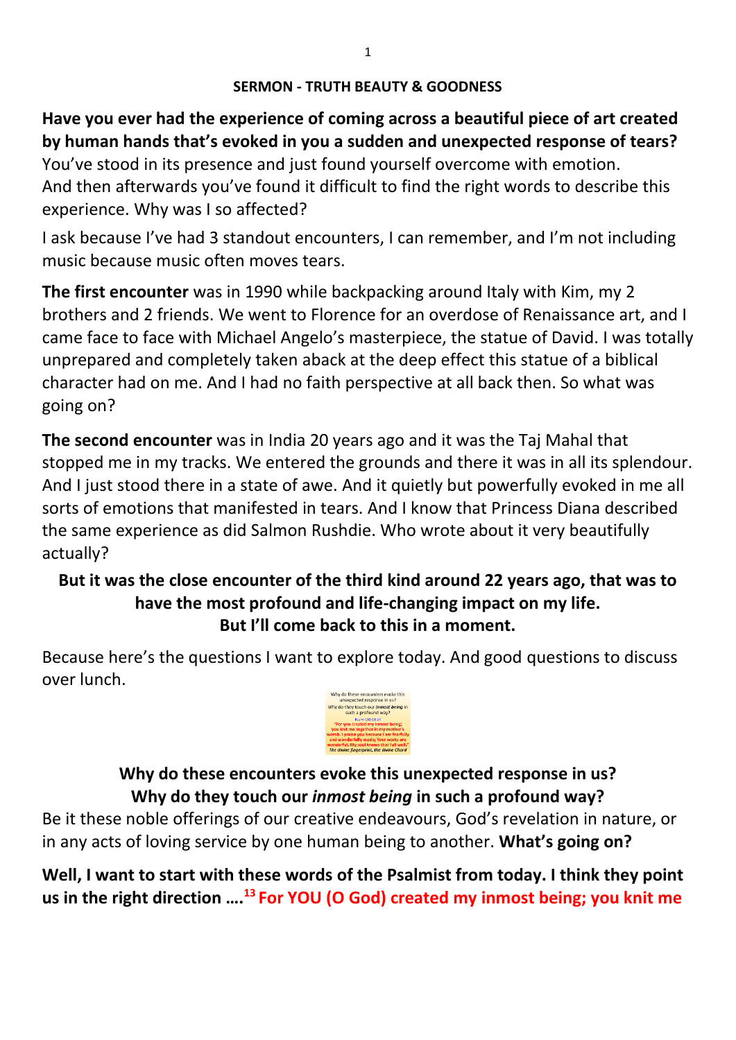**SERMON - TRUTH BEAUTY & GOODNESS**

**Have you ever had the experience of coming across a beautiful piece of art created by human hands that's evoked in you a sudden and unexpected response of tears?** You've stood in its presence and just found yourself overcome with emotion. And then afterwards you've found it difficult to find the right words to describe this experience. Why was I so affected?

I ask because I've had 3 standout encounters, I can remember, and I'm not including music because music often moves tears.

**The first encounter** was in 1990 while backpacking around Italy with Kim, my 2 brothers and 2 friends. We went to Florence for an overdose of Renaissance art, and I came face to face with Michael Angelo's masterpiece, the statue of David. I was totally unprepared and completely taken aback at the deep effect this statue of a biblical character had on me. And I had no faith perspective at all back then. So what was going on?

**The second encounter** was in India 20 years ago and it was the Taj Mahal that stopped me in my tracks. We entered the grounds and there it was in all its splendour. And I just stood there in a state of awe. And it quietly but powerfully evoked in me all sorts of emotions that manifested in tears. And I know that Princess Diana described the same experience as did Salmon Rushdie. Who wrote about it very beautifully actually?

**But it was the close encounter of the third kind around 22 years ago, that was to have the most profound and life-changing impact on my life. But I'll come back to this in a moment.**

Because here's the questions I want to explore today. And good questions to discuss over lunch.

Why do these encounters evoke this unexpected response in us?
Why do they touch our *inmost being* in such a profound way?
Psalm 139:13-14
"For you created my inmost being; you knit me together in my mother's womb. I praise you because I am fearfully and wonderfully made; Your works are wonderful. My soul knows that full well."
*The divine fingerprint, the divine Chord*

**Why do these encounters evoke this unexpected response in us?**
**Why do they touch our *inmost being* in such a profound way?**

Be it these noble offerings of our creative endeavours, God's revelation in nature, or in any acts of loving service by one human being to another. **What's going on?**

**Well, I want to start with these words of the Psalmist from today. I think they point us in the right direction ….[13] For YOU (O God) created my inmost being; you knit me**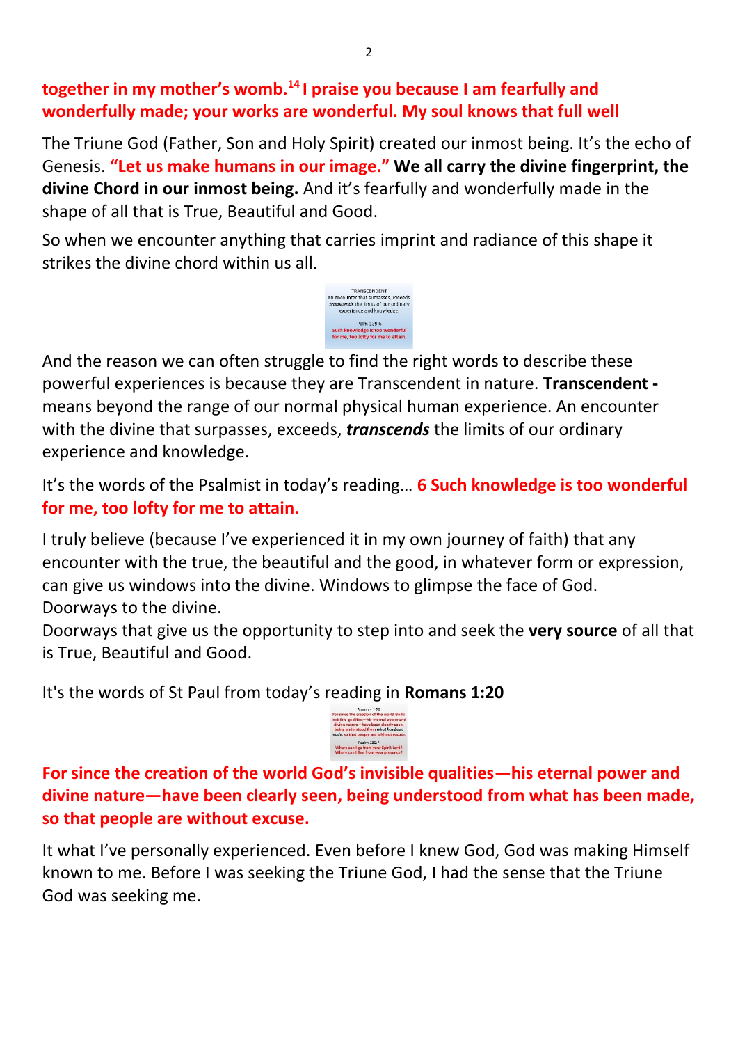**together in my mother's womb.[14] I praise you because I am fearfully and wonderfully made; your works are wonderful. My soul knows that full well**

The Triune God (Father, Son and Holy Spirit) created our inmost being. It's the echo of Genesis. **"Let us make humans in our image." We all carry the divine fingerprint, the divine Chord in our inmost being.** And it's fearfully and wonderfully made in the shape of all that is True, Beautiful and Good.

So when we encounter anything that carries imprint and radiance of this shape it strikes the divine chord within us all.

And the reason we can often struggle to find the right words to describe these powerful experiences is because they are Transcendent in nature. **Transcendent -** means beyond the range of our normal physical human experience. An encounter with the divine that surpasses, exceeds, ***transcends*** the limits of our ordinary experience and knowledge.

It's the words of the Psalmist in today's reading… **6 Such knowledge is too wonderful for me, too lofty for me to attain.**

I truly believe (because I've experienced it in my own journey of faith) that any encounter with the true, the beautiful and the good, in whatever form or expression, can give us windows into the divine. Windows to glimpse the face of God. Doorways to the divine.
Doorways that give us the opportunity to step into and seek the **very source** of all that is True, Beautiful and Good.

It's the words of St Paul from today's reading in **Romans 1:20**

**For since the creation of the world God's invisible qualities—his eternal power and divine nature—have been clearly seen, being understood from what has been made, so that people are without excuse.**

It what I've personally experienced. Even before I knew God, God was making Himself known to me. Before I was seeking the Triune God, I had the sense that the Triune God was seeking me.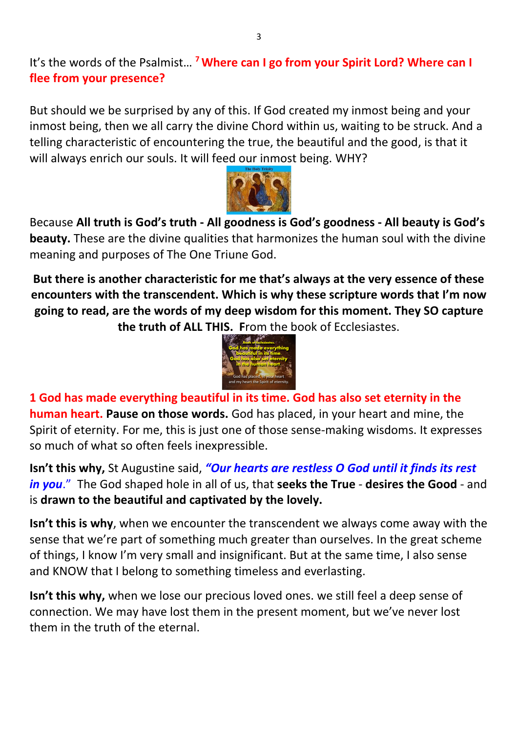It's the words of the Psalmist… [7] **Where can I go from your Spirit Lord? Where can I flee from your presence?**

But should we be surprised by any of this. If God created my inmost being and your inmost being, then we all carry the divine Chord within us, waiting to be struck. And a telling characteristic of encountering the true, the beautiful and the good, is that it will always enrich our souls. It will feed our inmost being. WHY?

Because **All truth is God's truth - All goodness is God's goodness - All beauty is God's beauty.** These are the divine qualities that harmonizes the human soul with the divine meaning and purposes of The One Triune God.

**But there is another characteristic for me that's always at the very essence of these encounters with the transcendent. Which is why these scripture words that I'm now going to read, are the words of my deep wisdom for this moment. They SO capture the truth of ALL THIS. F**rom the book of Ecclesiastes.

**1 God has made everything beautiful in its time. God has also set eternity in the human heart. Pause on those words.** God has placed, in your heart and mine, the Spirit of eternity. For me, this is just one of those sense-making wisdoms. It expresses so much of what so often feels inexpressible.

**Isn't this why,** St Augustine said, ***"Our hearts are restless O God until it finds its rest in you."*** The God shaped hole in all of us, that **seeks the True** - **desires the Good** - and is **drawn to the beautiful and captivated by the lovely.**

**Isn't this is why**, when we encounter the transcendent we always come away with the sense that we're part of something much greater than ourselves. In the great scheme of things, I know I'm very small and insignificant. But at the same time, I also sense and KNOW that I belong to something timeless and everlasting.

**Isn't this why,** when we lose our precious loved ones. we still feel a deep sense of connection. We may have lost them in the present moment, but we've never lost them in the truth of the eternal.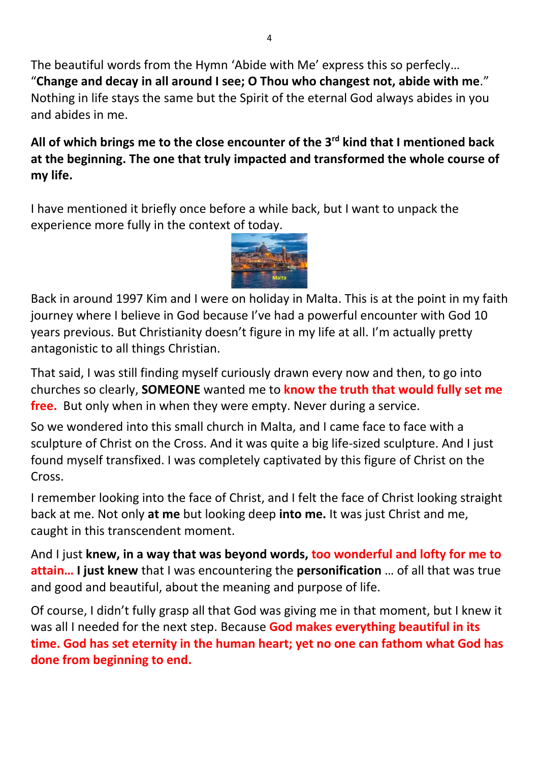The beautiful words from the Hymn 'Abide with Me' express this so perfecly… "**Change and decay in all around I see; O Thou who changest not, abide with me**." Nothing in life stays the same but the Spirit of the eternal God always abides in you and abides in me.

**All of which brings me to the close encounter of the 3rd kind that I mentioned back at the beginning. The one that truly impacted and transformed the whole course of my life.**

I have mentioned it briefly once before a while back, but I want to unpack the experience more fully in the context of today.

Malta

Back in around 1997 Kim and I were on holiday in Malta. This is at the point in my faith journey where I believe in God because I've had a powerful encounter with God 10 years previous. But Christianity doesn't figure in my life at all. I'm actually pretty antagonistic to all things Christian.

That said, I was still finding myself curiously drawn every now and then, to go into churches so clearly, **SOMEONE** wanted me to **know the truth that would fully set me free.** But only when in when they were empty. Never during a service.

So we wondered into this small church in Malta, and I came face to face with a sculpture of Christ on the Cross. And it was quite a big life-sized sculpture. And I just found myself transfixed. I was completely captivated by this figure of Christ on the Cross.

I remember looking into the face of Christ, and I felt the face of Christ looking straight back at me. Not only **at me** but looking deep **into me.** It was just Christ and me, caught in this transcendent moment.

And I just **knew, in a way that was beyond words, too wonderful and lofty for me to attain… I just knew** that I was encountering the **personification** … of all that was true and good and beautiful, about the meaning and purpose of life.

Of course, I didn't fully grasp all that God was giving me in that moment, but I knew it was all I needed for the next step. Because **God makes everything beautiful in its time. God has set eternity in the human heart; yet no one can fathom what God has done from beginning to end.**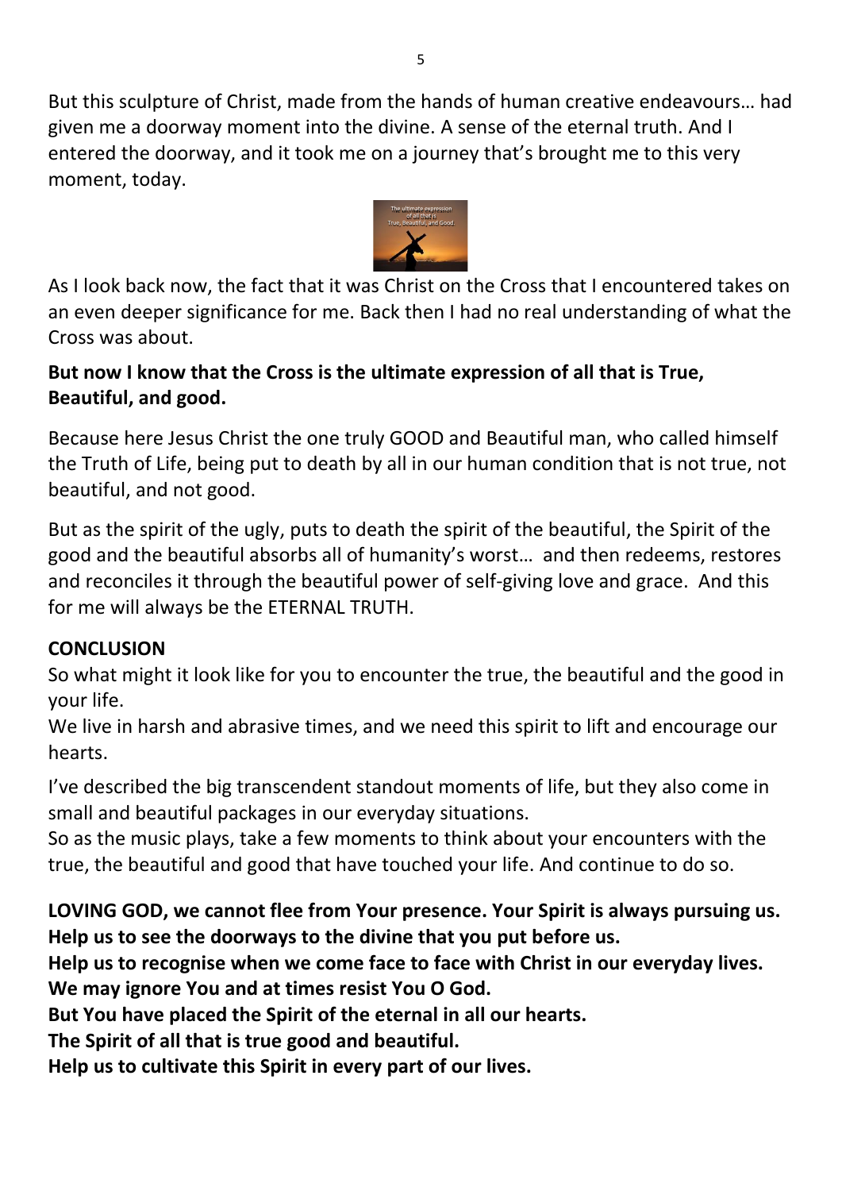But this sculpture of Christ, made from the hands of human creative endeavours… had given me a doorway moment into the divine. A sense of the eternal truth. And I entered the doorway, and it took me on a journey that's brought me to this very moment, today.

As I look back now, the fact that it was Christ on the Cross that I encountered takes on an even deeper significance for me. Back then I had no real understanding of what the Cross was about.

**But now I know that the Cross is the ultimate expression of all that is True, Beautiful, and good.**

Because here Jesus Christ the one truly GOOD and Beautiful man, who called himself the Truth of Life, being put to death by all in our human condition that is not true, not beautiful, and not good.

But as the spirit of the ugly, puts to death the spirit of the beautiful, the Spirit of the good and the beautiful absorbs all of humanity's worst… and then redeems, restores and reconciles it through the beautiful power of self-giving love and grace. And this for me will always be the ETERNAL TRUTH.

**CONCLUSION**

So what might it look like for you to encounter the true, the beautiful and the good in your life.
We live in harsh and abrasive times, and we need this spirit to lift and encourage our hearts.

I've described the big transcendent standout moments of life, but they also come in small and beautiful packages in our everyday situations.
So as the music plays, take a few moments to think about your encounters with the true, the beautiful and good that have touched your life. And continue to do so.

**LOVING GOD, we cannot flee from Your presence. Your Spirit is always pursuing us.**
**Help us to see the doorways to the divine that you put before us.**
**Help us to recognise when we come face to face with Christ in our everyday lives.**
**We may ignore You and at times resist You O God.**
**But You have placed the Spirit of the eternal in all our hearts.**
**The Spirit of all that is true good and beautiful.**
**Help us to cultivate this Spirit in every part of our lives.**